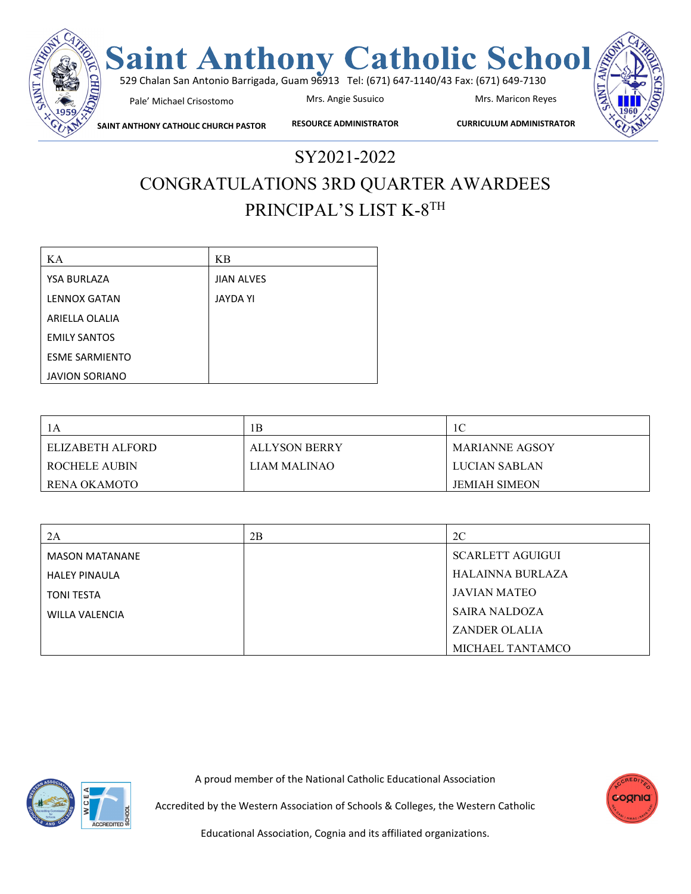# Saint Anthony Catholic School

529 Chalan San Antonio Barrigada, Guam 96913 Tel: (671) 647-1140/43 Fax: (671) 649-7130

| Pale' Michael Crisostomo | Mrs. Angie Susuico | Mrs. Maricon Reyes |
|---|---|---|
| **SAINT ANTHONY CATHOLIC CHURCH PASTOR** | **RESOURCE ADMINISTRATOR** | **CURRICULUM ADMINISTRATOR** |

## SY2021-2022

## CONGRATULATIONS 3RD QUARTER AWARDEES

## PRINCIPAL'S LIST K-8TH

| KA | KB |
|---|---|
| YSA BURLAZA | JIAN ALVES |
| LENNOX GATAN | JAYDA YI |
| ARIELLA OLALIA | |
| EMILY SANTOS | |
| ESME SARMIENTO | |
| JAVION SORIANO | |

| 1A | 1B | 1C |
|---|---|---|
| ELIZABETH ALFORD | ALLYSON BERRY | MARIANNE AGSOY |
| ROCHELE AUBIN | LIAM MALINAO | LUCIAN SABLAN |
| RENA OKAMOTO | | JEMIAH SIMEON |

| 2A | 2B | 2C |
|---|---|---|
| MASON MATANANE | | SCARLETT AGUIGUI |
| HALEY PINAULA | | HALAINNA BURLAZA |
| TONI TESTA | | JAVIAN MATEO |
| WILLA VALENCIA | | SAIRA NALDOZA |
| | | ZANDER OLALIA |
| | | MICHAEL TANTAMCO |

A proud member of the National Catholic Educational Association

Accredited by the Western Association of Schools & Colleges, the Western Catholic Educational Association, Cognia and its affiliated organizations.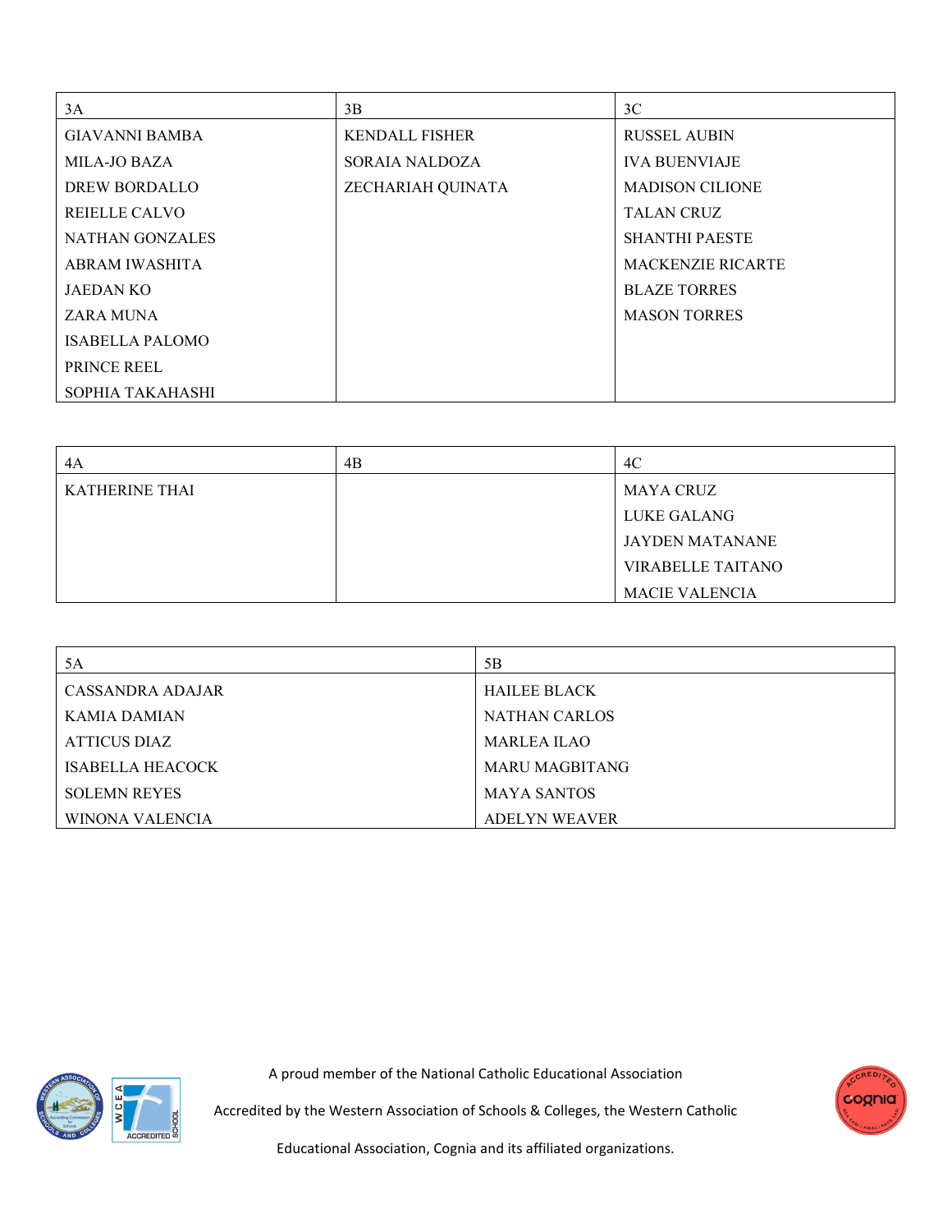| 3A | 3B | 3C |
|---|---|---|
| GIAVANNI BAMBA | KENDALL FISHER | RUSSEL AUBIN |
| MILA-JO BAZA | SORAIA NALDOZA | IVA BUENVIAJE |
| DREW BORDALLO | ZECHARIAH QUINATA | MADISON CILIONE |
| REIELLE CALVO | | TALAN CRUZ |
| NATHAN GONZALES | | SHANTHI PAESTE |
| ABRAM IWASHITA | | MACKENZIE RICARTE |
| JAEDAN KO | | BLAZE TORRES |
| ZARA MUNA | | MASON TORRES |
| ISABELLA PALOMO | | |
| PRINCE REEL | | |
| SOPHIA TAKAHASHI | | |

| 4A | 4B | 4C |
|---|---|---|
| KATHERINE THAI | | MAYA CRUZ |
| | | LUKE GALANG |
| | | JAYDEN MATANANE |
| | | VIRABELLE TAITANO |
| | | MACIE VALENCIA |

| 5A | 5B |
|---|---|
| CASSANDRA ADAJAR | HAILEE BLACK |
| KAMIA DAMIAN | NATHAN CARLOS |
| ATTICUS DIAZ | MARLEA ILAO |
| ISABELLA HEACOCK | MARU MAGBITANG |
| SOLEMN REYES | MAYA SANTOS |
| WINONA VALENCIA | ADELYN WEAVER |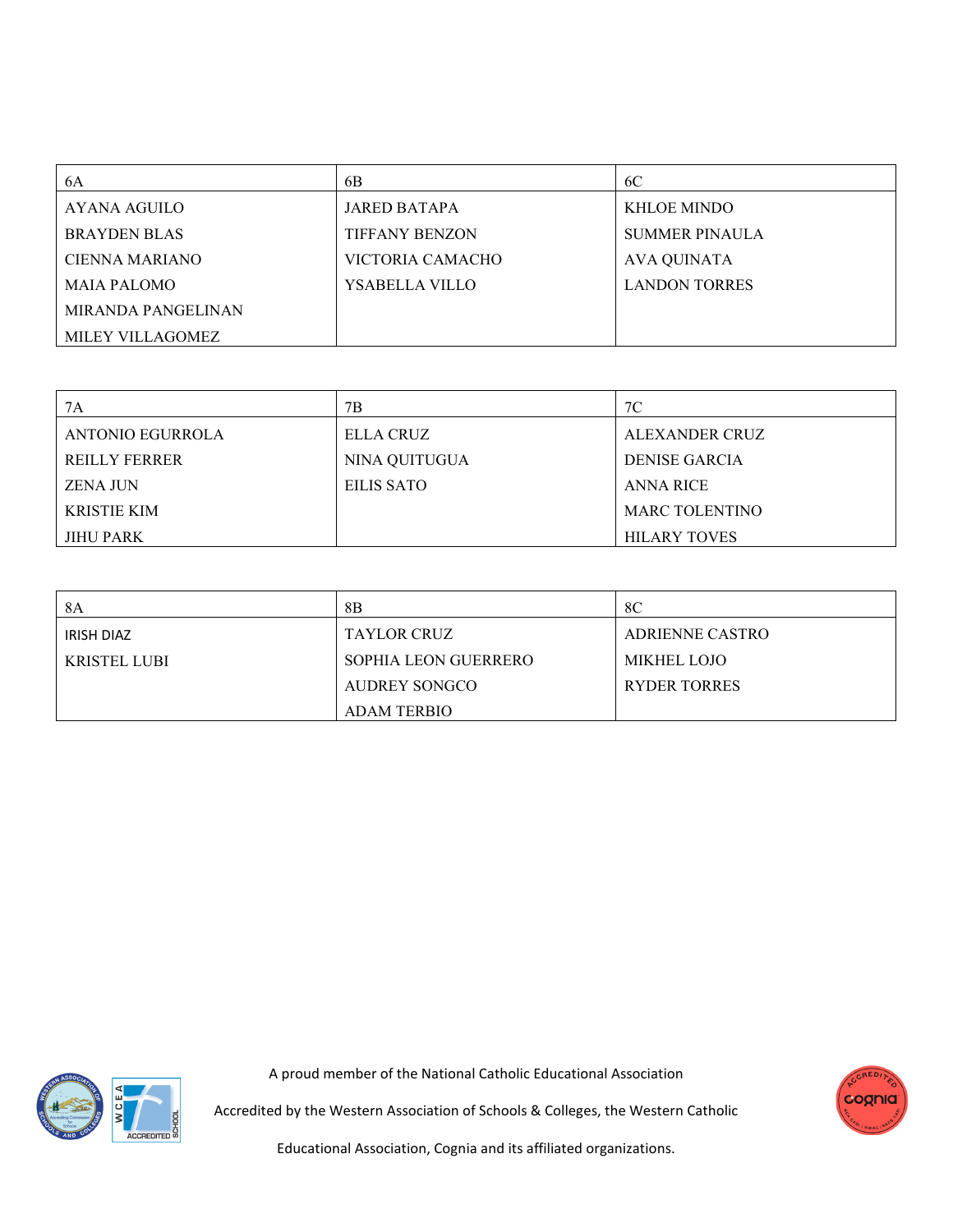| 6A | 6B | 6C |
|---|---|---|
| AYANA AGUILO | JARED BATAPA | KHLOE MINDO |
| BRAYDEN BLAS | TIFFANY BENZON | SUMMER PINAULA |
| CIENNA MARIANO | VICTORIA CAMACHO | AVA QUINATA |
| MAIA PALOMO | YSABELLA VILLO | LANDON TORRES |
| MIRANDA PANGELINAN | | |
| MILEY VILLAGOMEZ | | |

| 7A | 7B | 7C |
|---|---|---|
| ANTONIO EGURROLA | ELLA CRUZ | ALEXANDER CRUZ |
| REILLY FERRER | NINA QUITUGUA | DENISE GARCIA |
| ZENA JUN | EILIS SATO | ANNA RICE |
| KRISTIE KIM | | MARC TOLENTINO |
| JIHU PARK | | HILARY TOVES |

| 8A | 8B | 8C |
|---|---|---|
| IRISH DIAZ | TAYLOR CRUZ | ADRIENNE CASTRO |
| KRISTEL LUBI | SOPHIA LEON GUERRERO | MIKHEL LOJO |
| | AUDREY SONGCO | RYDER TORRES |
| | ADAM TERBIO | |

A proud member of the National Catholic Educational Association

Accredited by the Western Association of Schools & Colleges, the Western Catholic Educational Association, Cognia and its affiliated organizations.